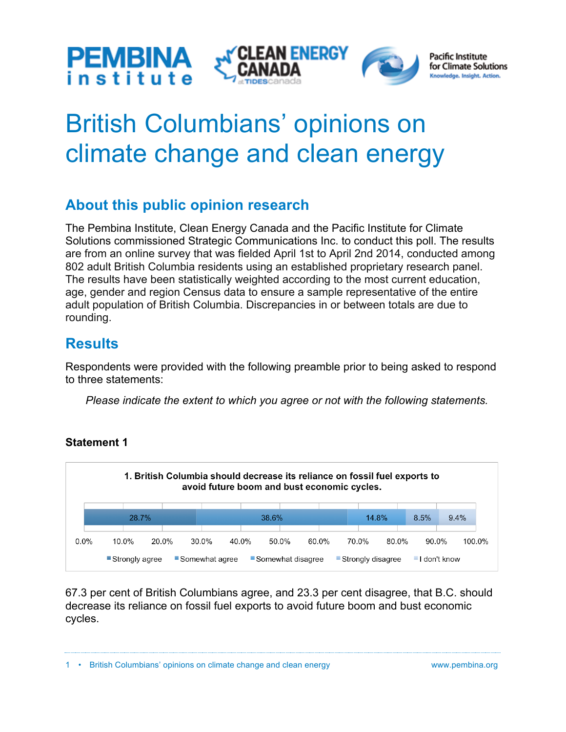# British Columbians' opinions on climate change and clean energy

## About this public opinion research

The Pembina Institute, Clean Energy Canada and the Pacific Institute for Climate Solutions commissioned Strategic Communications Inc. to conduct this poll. The results are from an online survey that was fielded April 1st to April 2nd 2014, conducted among 802 adult British Columbia residents using an established proprietary research panel. The results have been statistically weighted according to the most current education, age, gender and region Census data to ensure a sample representative of the entire adult population of British Columbia. Discrepancies in or between totals are due to rounding.

## Results

Respondents were provided with the following preamble prior to being asked to respond to three statements:

*Please indicate the extent to which you agree or not with the following statements.*

### Statement 1

**1. British Columbia should decrease its reliance on fossil fuel exports to avoid future boom and bust economic cycles.**

| Strongly agree | Somewhat agree | Somewhat disagree | Strongly disagree | I don't know |
|---|---|---|---|---|
| 28.7% | 38.6% | 14.8% | 8.5% | 9.4% |

67.3 per cent of British Columbians agree, and 23.3 per cent disagree, that B.C. should decrease its reliance on fossil fuel exports to avoid future boom and bust economic cycles.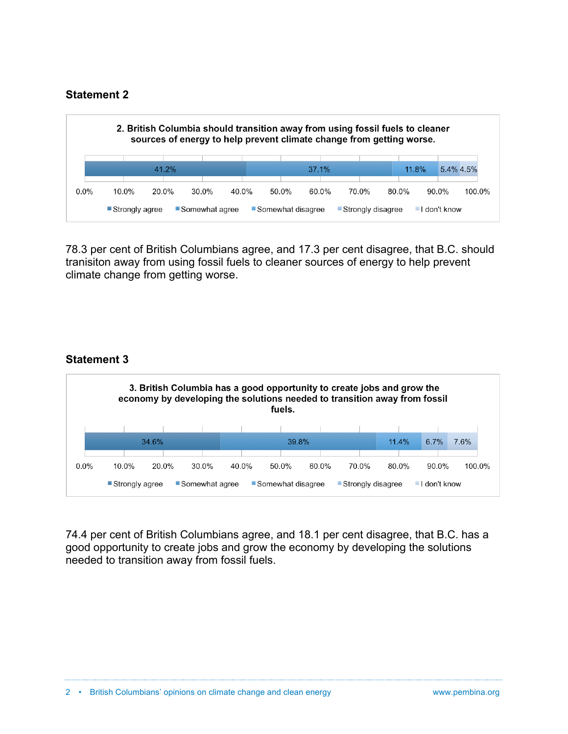### Statement 2

2. British Columbia should transition away from using fossil fuels to cleaner sources of energy to help prevent climate change from getting worse.

41.2% 37.1% 11.8% 5.4% 4.5%

0.0% 10.0% 20.0% 30.0% 40.0% 50.0% 60.0% 70.0% 80.0% 90.0% 100.0%

Strongly agree, Somewhat agree, Somewhat disagree, Strongly disagree, I don't know

78.3 per cent of British Columbians agree, and 17.3 per cent disagree, that B.C. should tranisiton away from using fossil fuels to cleaner sources of energy to help prevent climate change from getting worse.

### Statement 3

3. British Columbia has a good opportunity to create jobs and grow the economy by developing the solutions needed to transition away from fossil fuels.

34.6% 39.8% 11.4% 6.7% 7.6%

0.0% 10.0% 20.0% 30.0% 40.0% 50.0% 60.0% 70.0% 80.0% 90.0% 100.0%

Strongly agree, Somewhat agree, Somewhat disagree, Strongly disagree, I don't know

74.4 per cent of British Columbians agree, and 18.1 per cent disagree, that B.C. has a good opportunity to create jobs and grow the economy by developing the solutions needed to transition away from fossil fuels.